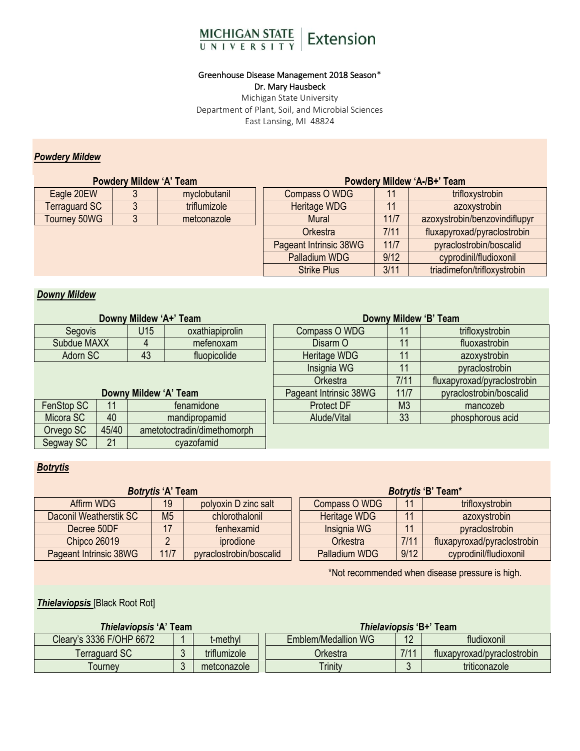Greenhouse Disease Management 2018 Season*

Dr. Mary Hausbeck

Michigan State University

Department of Plant, Soil, and Microbial Sciences

East Lansing, MI 48824

## *Powdery Mildew*

**Powdery Mildew 'A' Team**

| | | |
|---|---|---|
| Eagle 20EW | 3 | myclobutanil |
| Terraguard SC | 3 | triflumizole |
| Tourney 50WG | 3 | metconazole |

**Powdery Mildew 'A-/B+' Team**

| | | |
|---|---|---|
| Compass O WDG | 11 | trifloxystrobin |
| Heritage WDG | 11 | azoxystrobin |
| Mural | 11/7 | azoxystrobin/benzovindiflupyr |
| Orkestra | 7/11 | fluxapyroxad/pyraclostrobin |
| Pageant Intrinsic 38WG | 11/7 | pyraclostrobin/boscalid |
| Palladium WDG | 9/12 | cyprodinil/fludioxonil |
| Strike Plus | 3/11 | triadimefon/trifloxystrobin |

## *Downy Mildew*

**Downy Mildew 'A+' Team**

| | | |
|---|---|---|
| Segovis | U15 | oxathiapiprolin |
| Subdue MAXX | 4 | mefenoxam |
| Adorn SC | 43 | fluopicolide |

**Downy Mildew 'A' Team**

| | | |
|---|---|---|
| FenStop SC | 11 | fenamidone |
| Micora SC | 40 | mandipropamid |
| Orvego SC | 45/40 | ametoctradin/dimethomorph |
| Segway SC | 21 | cyazofamid |

**Downy Mildew 'B' Team**

| | | |
|---|---|---|
| Compass O WDG | 11 | trifloxystrobin |
| Disarm O | 11 | fluoxastrobin |
| Heritage WDG | 11 | azoxystrobin |
| Insignia WG | 11 | pyraclostrobin |
| Orkestra | 7/11 | fluxapyroxad/pyraclostrobin |
| Pageant Intrinsic 38WG | 11/7 | pyraclostrobin/boscalid |
| Protect DF | M3 | mancozeb |
| Alude/Vital | 33 | phosphorous acid |

## *Botrytis*

***Botrytis* 'A' Team**

| | | |
|---|---|---|
| Affirm WDG | 19 | polyoxin D zinc salt |
| Daconil Weatherstik SC | M5 | chlorothalonil |
| Decree 50DF | 17 | fenhexamid |
| Chipco 26019 | 2 | iprodione |
| Pageant Intrinsic 38WG | 11/7 | pyraclostrobin/boscalid |

***Botrytis* 'B' Team***

| | | |
|---|---|---|
| Compass O WDG | 11 | trifloxystrobin |
| Heritage WDG | 11 | azoxystrobin |
| Insignia WG | 11 | pyraclostrobin |
| Orkestra | 7/11 | fluxapyroxad/pyraclostrobin |
| Palladium WDG | 9/12 | cyprodinil/fludioxonil |

*Not recommended when disease pressure is high.

## *Thielaviopsis* [Black Root Rot]

***Thielaviopsis* 'A' Team**

| | | |
|---|---|---|
| Cleary's 3336 F/OHP 6672 | 1 | t-methyl |
| Terraguard SC | 3 | triflumizole |
| Tourney | 3 | metconazole |

***Thielaviopsis* 'B+' Team**

| | | |
|---|---|---|
| Emblem/Medallion WG | 12 | fludioxonil |
| Orkestra | 7/11 | fluxapyroxad/pyraclostrobin |
| Trinity | 3 | triticonazole |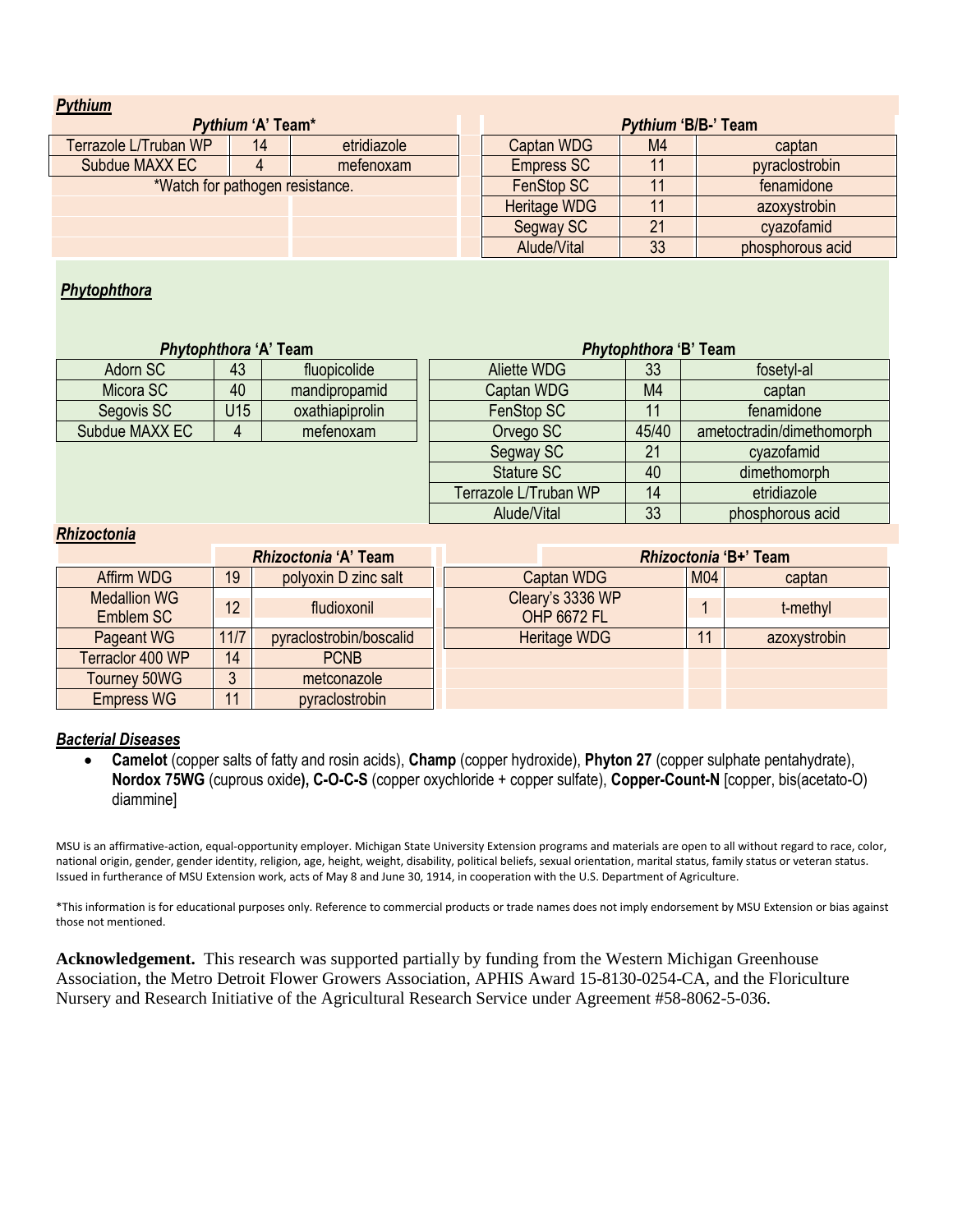***Pythium***

| *Pythium* 'A' Team* | | |
|---|---|---|
| Terrazole L/Truban WP | 14 | etridiazole |
| Subdue MAXX EC | 4 | mefenoxam |

*Watch for pathogen resistance.

| *Pythium* 'B/B-' Team | | |
|---|---|---|
| Captan WDG | M4 | captan |
| Empress SC | 11 | pyraclostrobin |
| FenStop SC | 11 | fenamidone |
| Heritage WDG | 11 | azoxystrobin |
| Segway SC | 21 | cyazofamid |
| Alude/Vital | 33 | phosphorous acid |

***Phytophthora***

| *Phytophthora* 'A' Team | | |
|---|---|---|
| Adorn SC | 43 | fluopicolide |
| Micora SC | 40 | mandipropamid |
| Segovis SC | U15 | oxathiapiprolin |
| Subdue MAXX EC | 4 | mefenoxam |

| *Phytophthora* 'B' Team | | |
|---|---|---|
| Aliette WDG | 33 | fosetyl-al |
| Captan WDG | M4 | captan |
| FenStop SC | 11 | fenamidone |
| Orvego SC | 45/40 | ametoctradin/dimethomorph |
| Segway SC | 21 | cyazofamid |
| Stature SC | 40 | dimethomorph |
| Terrazole L/Truban WP | 14 | etridiazole |
| Alude/Vital | 33 | phosphorous acid |

***Rhizoctonia***

| *Rhizoctonia* 'A' Team | | |
|---|---|---|
| Affirm WDG | 19 | polyoxin D zinc salt |
| Medallion WG Emblem SC | 12 | fludioxonil |
| Pageant WG | 11/7 | pyraclostrobin/boscalid |
| Terraclor 400 WP | 14 | PCNB |
| Tourney 50WG | 3 | metconazole |
| Empress WG | 11 | pyraclostrobin |

| *Rhizoctonia* 'B+' Team | | |
|---|---|---|
| Captan WDG | M04 | captan |
| Cleary's 3336 WP OHP 6672 FL | 1 | t-methyl |
| Heritage WDG | 11 | azoxystrobin |

***Bacterial Diseases***

- **Camelot** (copper salts of fatty and rosin acids), **Champ** (copper hydroxide), **Phyton 27** (copper sulphate pentahydrate), **Nordox 75WG** (cuprous oxide**), C-O-C-S** (copper oxychloride + copper sulfate), **Copper-Count-N** [copper, bis(acetato-O) diammine]

MSU is an affirmative-action, equal-opportunity employer. Michigan State University Extension programs and materials are open to all without regard to race, color, national origin, gender, gender identity, religion, age, height, weight, disability, political beliefs, sexual orientation, marital status, family status or veteran status. Issued in furtherance of MSU Extension work, acts of May 8 and June 30, 1914, in cooperation with the U.S. Department of Agriculture.

*This information is for educational purposes only. Reference to commercial products or trade names does not imply endorsement by MSU Extension or bias against those not mentioned.

**Acknowledgement.** This research was supported partially by funding from the Western Michigan Greenhouse Association, the Metro Detroit Flower Growers Association, APHIS Award 15-8130-0254-CA, and the Floriculture Nursery and Research Initiative of the Agricultural Research Service under Agreement #58-8062-5-036.